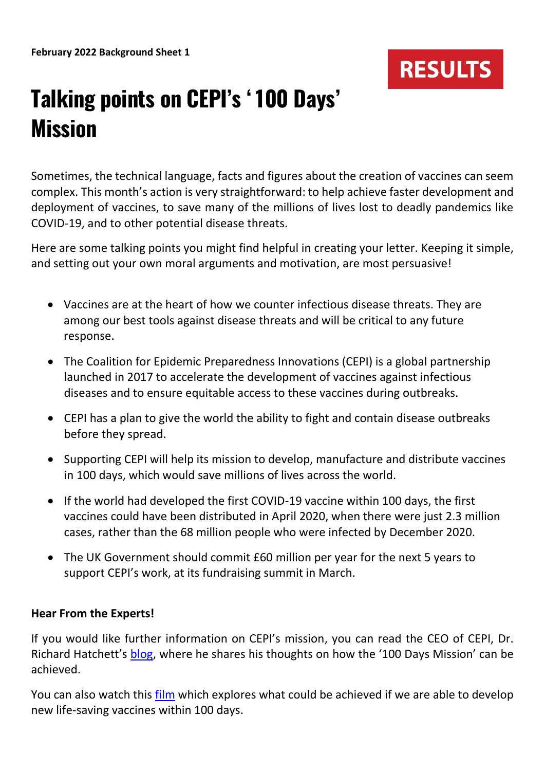**February 2022 Background Sheet 1**

RESULTS

# Talking points on CEPI's '100 Days' Mission

Sometimes, the technical language, facts and figures about the creation of vaccines can seem complex. This month's action is very straightforward: to help achieve faster development and deployment of vaccines, to save many of the millions of lives lost to deadly pandemics like COVID-19, and to other potential disease threats.

Here are some talking points you might find helpful in creating your letter. Keeping it simple, and setting out your own moral arguments and motivation, are most persuasive!

- Vaccines are at the heart of how we counter infectious disease threats. They are among our best tools against disease threats and will be critical to any future response.
- The Coalition for Epidemic Preparedness Innovations (CEPI) is a global partnership launched in 2017 to accelerate the development of vaccines against infectious diseases and to ensure equitable access to these vaccines during outbreaks.
- CEPI has a plan to give the world the ability to fight and contain disease outbreaks before they spread.
- Supporting CEPI will help its mission to develop, manufacture and distribute vaccines in 100 days, which would save millions of lives across the world.
- If the world had developed the first COVID-19 vaccine within 100 days, the first vaccines could have been distributed in April 2020, when there were just 2.3 million cases, rather than the 68 million people who were infected by December 2020.
- The UK Government should commit £60 million per year for the next 5 years to support CEPI's work, at its fundraising summit in March.

**Hear From the Experts!**

If you would like further information on CEPI's mission, you can read the CEO of CEPI, Dr. Richard Hatchett's blog, where he shares his thoughts on how the '100 Days Mission' can be achieved.

You can also watch this film which explores what could be achieved if we are able to develop new life-saving vaccines within 100 days.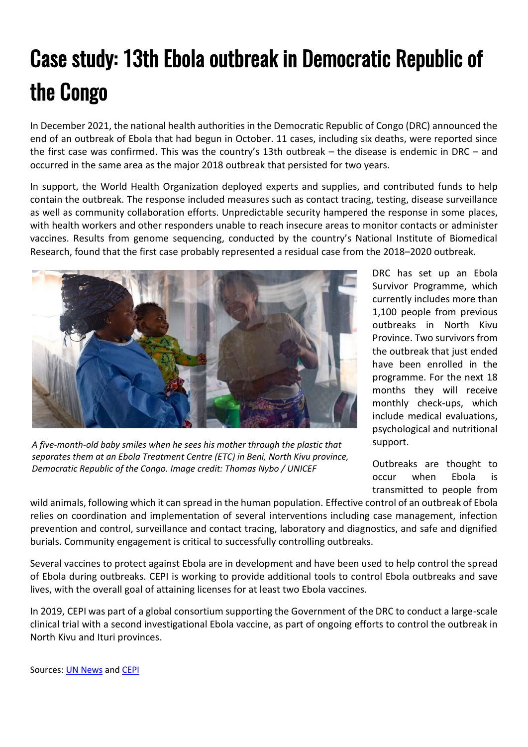# Case study: 13th Ebola outbreak in Democratic Republic of the Congo

In December 2021, the national health authorities in the Democratic Republic of Congo (DRC) announced the end of an outbreak of Ebola that had begun in October. 11 cases, including six deaths, were reported since the first case was confirmed. This was the country's 13th outbreak – the disease is endemic in DRC – and occurred in the same area as the major 2018 outbreak that persisted for two years.

In support, the World Health Organization deployed experts and supplies, and contributed funds to help contain the outbreak. The response included measures such as contact tracing, testing, disease surveillance as well as community collaboration efforts. Unpredictable security hampered the response in some places, with health workers and other responders unable to reach insecure areas to monitor contacts or administer vaccines. Results from genome sequencing, conducted by the country's National Institute of Biomedical Research, found that the first case probably represented a residual case from the 2018–2020 outbreak.

*A five-month-old baby smiles when he sees his mother through the plastic that separates them at an Ebola Treatment Centre (ETC) in Beni, North Kivu province, Democratic Republic of the Congo. Image credit: Thomas Nybo / UNICEF*

DRC has set up an Ebola Survivor Programme, which currently includes more than 1,100 people from previous outbreaks in North Kivu Province. Two survivors from the outbreak that just ended have been enrolled in the programme. For the next 18 months they will receive monthly check-ups, which include medical evaluations, psychological and nutritional support.

Outbreaks are thought to occur when Ebola is transmitted to people from wild animals, following which it can spread in the human population. Effective control of an outbreak of Ebola relies on coordination and implementation of several interventions including case management, infection prevention and control, surveillance and contact tracing, laboratory and diagnostics, and safe and dignified burials. Community engagement is critical to successfully controlling outbreaks.

Several vaccines to protect against Ebola are in development and have been used to help control the spread of Ebola during outbreaks. CEPI is working to provide additional tools to control Ebola outbreaks and save lives, with the overall goal of attaining licenses for at least two Ebola vaccines.

In 2019, CEPI was part of a global consortium supporting the Government of the DRC to conduct a large-scale clinical trial with a second investigational Ebola vaccine, as part of ongoing efforts to control the outbreak in North Kivu and Ituri provinces.

Sources: UN News and CEPI